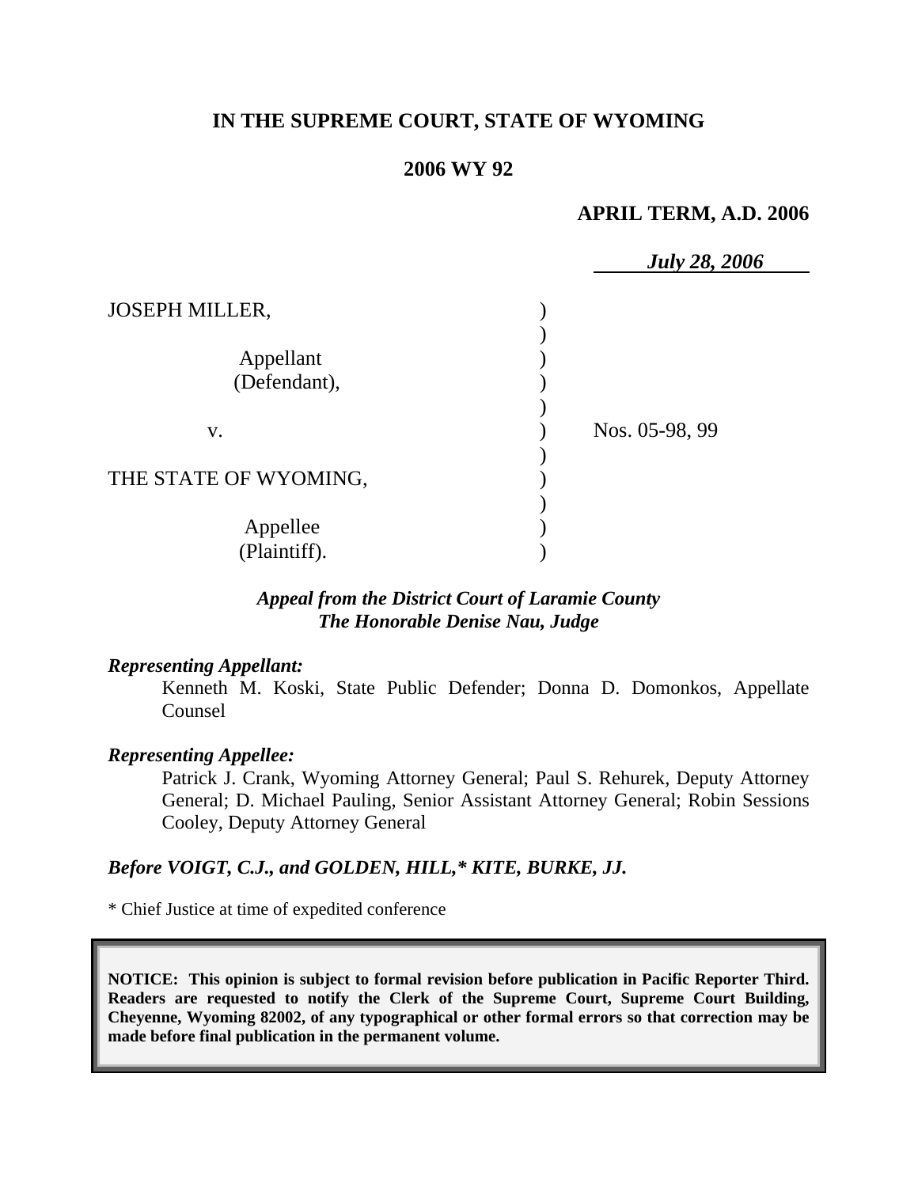# IN THE SUPREME COURT, STATE OF WYOMING

## 2006 WY 92

**APRIL TERM, A.D. 2006**

***July 28, 2006***

JOSEPH MILLER,

Appellant
(Defendant),

v.

THE STATE OF WYOMING,

Appellee
(Plaintiff).

Nos. 05-98, 99

***Appeal from the District Court of Laramie County***
***The Honorable Denise Nau, Judge***

***Representing Appellant:***

Kenneth M. Koski, State Public Defender; Donna D. Domonkos, Appellate Counsel

***Representing Appellee:***

Patrick J. Crank, Wyoming Attorney General; Paul S. Rehurek, Deputy Attorney General; D. Michael Pauling, Senior Assistant Attorney General; Robin Sessions Cooley, Deputy Attorney General

***Before VOIGT, C.J., and GOLDEN, HILL,\* KITE, BURKE, JJ.***

\* Chief Justice at time of expedited conference

**NOTICE: This opinion is subject to formal revision before publication in Pacific Reporter Third. Readers are requested to notify the Clerk of the Supreme Court, Supreme Court Building, Cheyenne, Wyoming 82002, of any typographical or other formal errors so that correction may be made before final publication in the permanent volume.**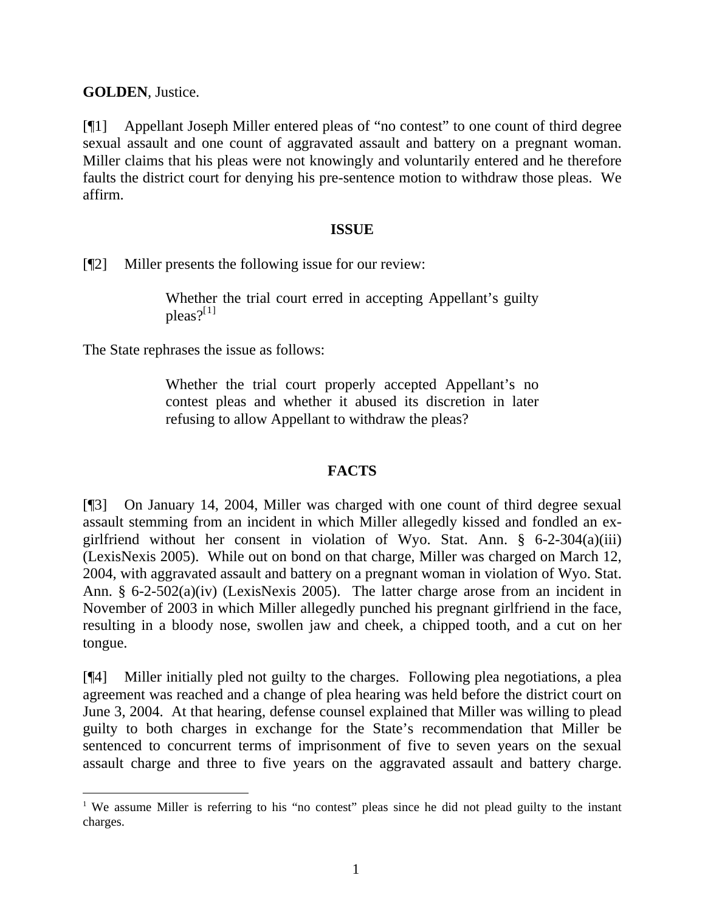**GOLDEN**, Justice.

[¶1] Appellant Joseph Miller entered pleas of "no contest" to one count of third degree sexual assault and one count of aggravated assault and battery on a pregnant woman. Miller claims that his pleas were not knowingly and voluntarily entered and he therefore faults the district court for denying his pre-sentence motion to withdraw those pleas. We affirm.

## ISSUE

[¶2] Miller presents the following issue for our review:

> Whether the trial court erred in accepting Appellant's guilty pleas?[1]

The State rephrases the issue as follows:

> Whether the trial court properly accepted Appellant's no contest pleas and whether it abused its discretion in later refusing to allow Appellant to withdraw the pleas?

## FACTS

[¶3] On January 14, 2004, Miller was charged with one count of third degree sexual assault stemming from an incident in which Miller allegedly kissed and fondled an ex-girlfriend without her consent in violation of Wyo. Stat. Ann. § 6-2-304(a)(iii) (LexisNexis 2005). While out on bond on that charge, Miller was charged on March 12, 2004, with aggravated assault and battery on a pregnant woman in violation of Wyo. Stat. Ann. § 6-2-502(a)(iv) (LexisNexis 2005). The latter charge arose from an incident in November of 2003 in which Miller allegedly punched his pregnant girlfriend in the face, resulting in a bloody nose, swollen jaw and cheek, a chipped tooth, and a cut on her tongue.

[¶4] Miller initially pled not guilty to the charges. Following plea negotiations, a plea agreement was reached and a change of plea hearing was held before the district court on June 3, 2004. At that hearing, defense counsel explained that Miller was willing to plead guilty to both charges in exchange for the State's recommendation that Miller be sentenced to concurrent terms of imprisonment of five to seven years on the sexual assault charge and three to five years on the aggravated assault and battery charge.

---

[1] We assume Miller is referring to his "no contest" pleas since he did not plead guilty to the instant charges.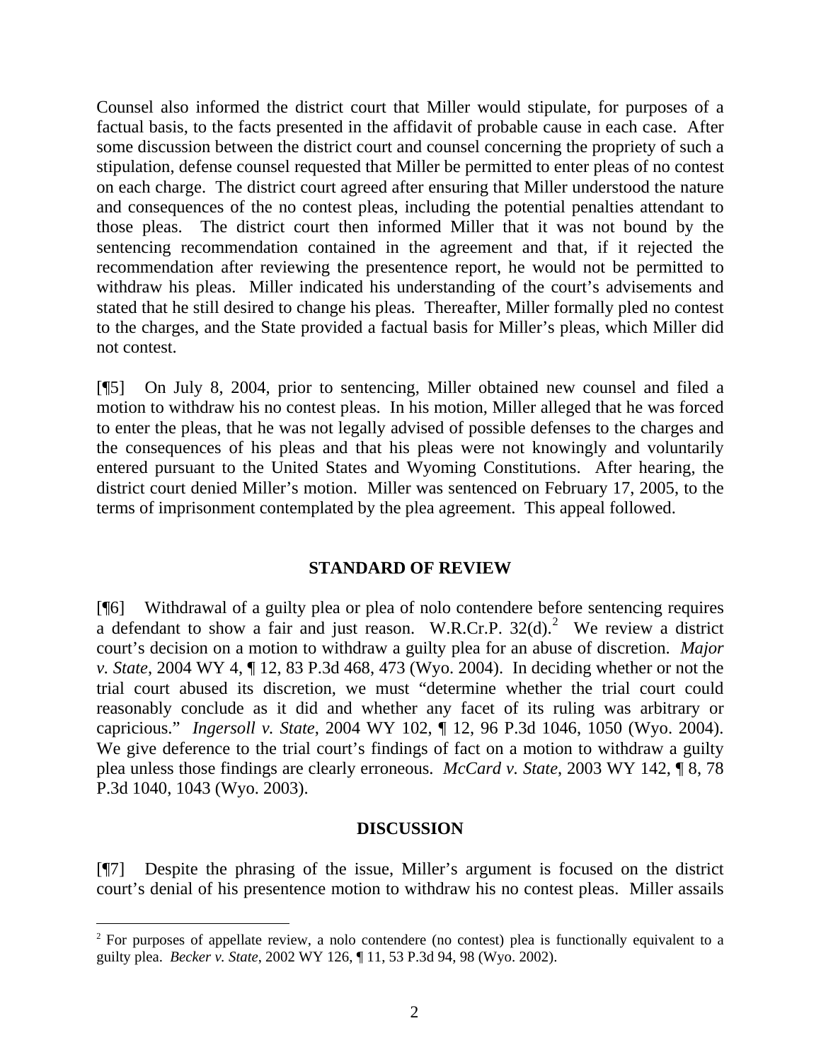Counsel also informed the district court that Miller would stipulate, for purposes of a factual basis, to the facts presented in the affidavit of probable cause in each case. After some discussion between the district court and counsel concerning the propriety of such a stipulation, defense counsel requested that Miller be permitted to enter pleas of no contest on each charge. The district court agreed after ensuring that Miller understood the nature and consequences of the no contest pleas, including the potential penalties attendant to those pleas. The district court then informed Miller that it was not bound by the sentencing recommendation contained in the agreement and that, if it rejected the recommendation after reviewing the presentence report, he would not be permitted to withdraw his pleas. Miller indicated his understanding of the court's advisements and stated that he still desired to change his pleas. Thereafter, Miller formally pled no contest to the charges, and the State provided a factual basis for Miller's pleas, which Miller did not contest.

[¶5] On July 8, 2004, prior to sentencing, Miller obtained new counsel and filed a motion to withdraw his no contest pleas. In his motion, Miller alleged that he was forced to enter the pleas, that he was not legally advised of possible defenses to the charges and the consequences of his pleas and that his pleas were not knowingly and voluntarily entered pursuant to the United States and Wyoming Constitutions. After hearing, the district court denied Miller's motion. Miller was sentenced on February 17, 2005, to the terms of imprisonment contemplated by the plea agreement. This appeal followed.

## STANDARD OF REVIEW

[¶6] Withdrawal of a guilty plea or plea of nolo contendere before sentencing requires a defendant to show a fair and just reason. W.R.Cr.P. 32(d).[2] We review a district court's decision on a motion to withdraw a guilty plea for an abuse of discretion. *Major v. State*, 2004 WY 4, ¶ 12, 83 P.3d 468, 473 (Wyo. 2004). In deciding whether or not the trial court abused its discretion, we must "determine whether the trial court could reasonably conclude as it did and whether any facet of its ruling was arbitrary or capricious." *Ingersoll v. State*, 2004 WY 102, ¶ 12, 96 P.3d 1046, 1050 (Wyo. 2004). We give deference to the trial court's findings of fact on a motion to withdraw a guilty plea unless those findings are clearly erroneous. *McCard v. State*, 2003 WY 142, ¶ 8, 78 P.3d 1040, 1043 (Wyo. 2003).

## DISCUSSION

[¶7] Despite the phrasing of the issue, Miller's argument is focused on the district court's denial of his presentence motion to withdraw his no contest pleas. Miller assails

[2] For purposes of appellate review, a nolo contendere (no contest) plea is functionally equivalent to a guilty plea. *Becker v. State*, 2002 WY 126, ¶ 11, 53 P.3d 94, 98 (Wyo. 2002).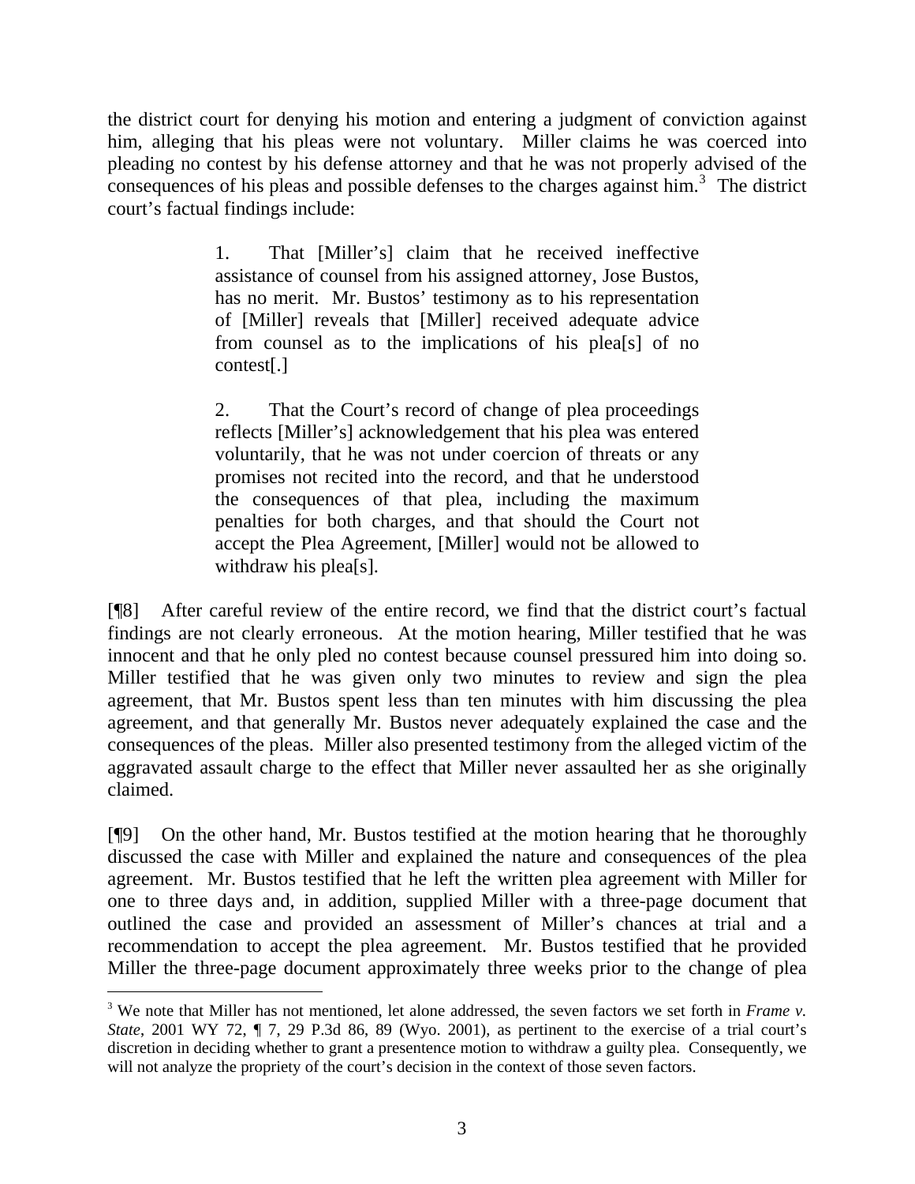the district court for denying his motion and entering a judgment of conviction against him, alleging that his pleas were not voluntary. Miller claims he was coerced into pleading no contest by his defense attorney and that he was not properly advised of the consequences of his pleas and possible defenses to the charges against him.[3] The district court's factual findings include:

> 1. That [Miller's] claim that he received ineffective assistance of counsel from his assigned attorney, Jose Bustos, has no merit. Mr. Bustos' testimony as to his representation of [Miller] reveals that [Miller] received adequate advice from counsel as to the implications of his plea[s] of no contest[.]
>
> 2. That the Court's record of change of plea proceedings reflects [Miller's] acknowledgement that his plea was entered voluntarily, that he was not under coercion of threats or any promises not recited into the record, and that he understood the consequences of that plea, including the maximum penalties for both charges, and that should the Court not accept the Plea Agreement, [Miller] would not be allowed to withdraw his plea[s].

[¶8] After careful review of the entire record, we find that the district court's factual findings are not clearly erroneous. At the motion hearing, Miller testified that he was innocent and that he only pled no contest because counsel pressured him into doing so. Miller testified that he was given only two minutes to review and sign the plea agreement, that Mr. Bustos spent less than ten minutes with him discussing the plea agreement, and that generally Mr. Bustos never adequately explained the case and the consequences of the pleas. Miller also presented testimony from the alleged victim of the aggravated assault charge to the effect that Miller never assaulted her as she originally claimed.

[¶9] On the other hand, Mr. Bustos testified at the motion hearing that he thoroughly discussed the case with Miller and explained the nature and consequences of the plea agreement. Mr. Bustos testified that he left the written plea agreement with Miller for one to three days and, in addition, supplied Miller with a three-page document that outlined the case and provided an assessment of Miller's chances at trial and a recommendation to accept the plea agreement. Mr. Bustos testified that he provided Miller the three-page document approximately three weeks prior to the change of plea

---

[3] We note that Miller has not mentioned, let alone addressed, the seven factors we set forth in *Frame v. State*, 2001 WY 72, ¶ 7, 29 P.3d 86, 89 (Wyo. 2001), as pertinent to the exercise of a trial court's discretion in deciding whether to grant a presentence motion to withdraw a guilty plea. Consequently, we will not analyze the propriety of the court's decision in the context of those seven factors.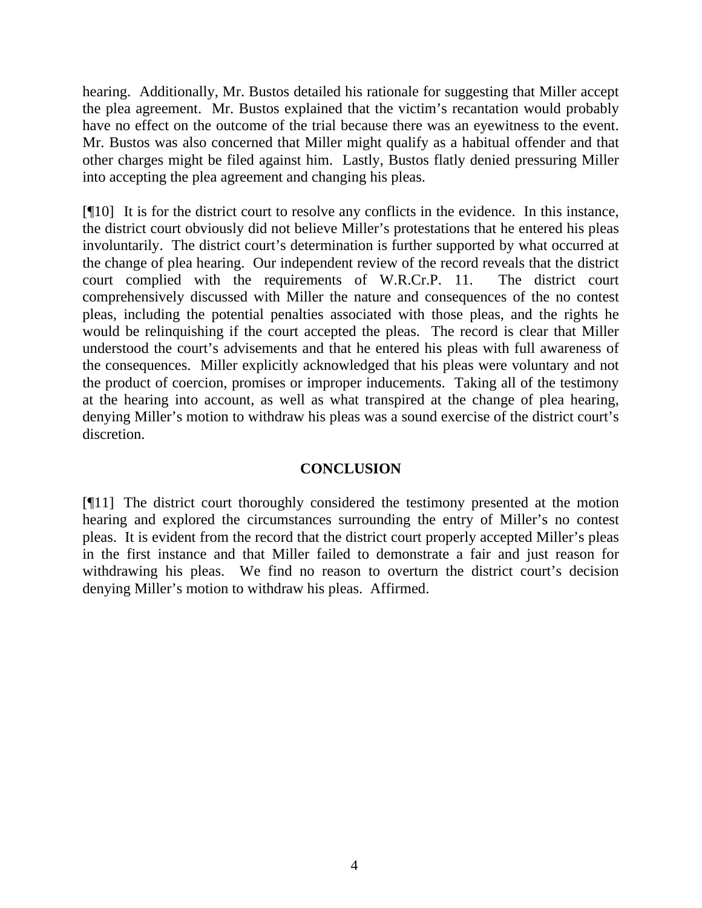hearing. Additionally, Mr. Bustos detailed his rationale for suggesting that Miller accept the plea agreement. Mr. Bustos explained that the victim's recantation would probably have no effect on the outcome of the trial because there was an eyewitness to the event. Mr. Bustos was also concerned that Miller might qualify as a habitual offender and that other charges might be filed against him. Lastly, Bustos flatly denied pressuring Miller into accepting the plea agreement and changing his pleas.

[¶10] It is for the district court to resolve any conflicts in the evidence. In this instance, the district court obviously did not believe Miller's protestations that he entered his pleas involuntarily. The district court's determination is further supported by what occurred at the change of plea hearing. Our independent review of the record reveals that the district court complied with the requirements of W.R.Cr.P. 11. The district court comprehensively discussed with Miller the nature and consequences of the no contest pleas, including the potential penalties associated with those pleas, and the rights he would be relinquishing if the court accepted the pleas. The record is clear that Miller understood the court's advisements and that he entered his pleas with full awareness of the consequences. Miller explicitly acknowledged that his pleas were voluntary and not the product of coercion, promises or improper inducements. Taking all of the testimony at the hearing into account, as well as what transpired at the change of plea hearing, denying Miller's motion to withdraw his pleas was a sound exercise of the district court's discretion.

## CONCLUSION

[¶11] The district court thoroughly considered the testimony presented at the motion hearing and explored the circumstances surrounding the entry of Miller's no contest pleas. It is evident from the record that the district court properly accepted Miller's pleas in the first instance and that Miller failed to demonstrate a fair and just reason for withdrawing his pleas. We find no reason to overturn the district court's decision denying Miller's motion to withdraw his pleas. Affirmed.